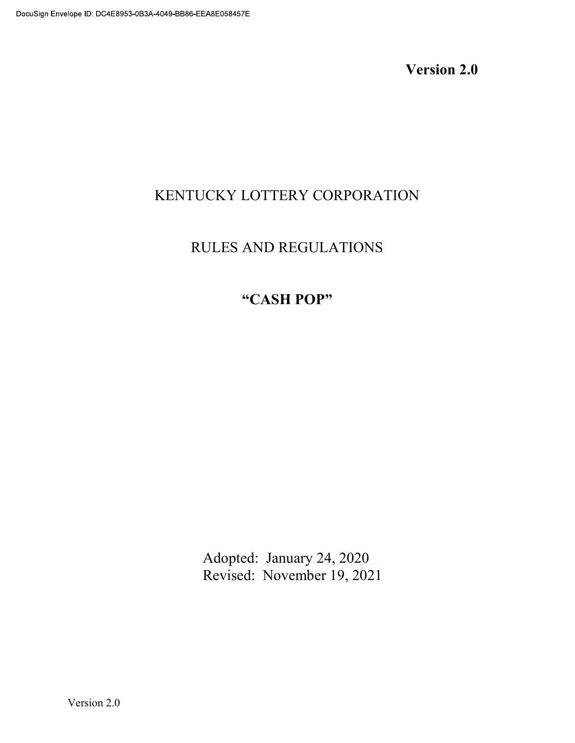**Version 2.0**

# KENTUCKY LOTTERY CORPORATION

# RULES AND REGULATIONS

# **"CASH POP"**

Adopted: January 24, 2020
Revised: November 19, 2021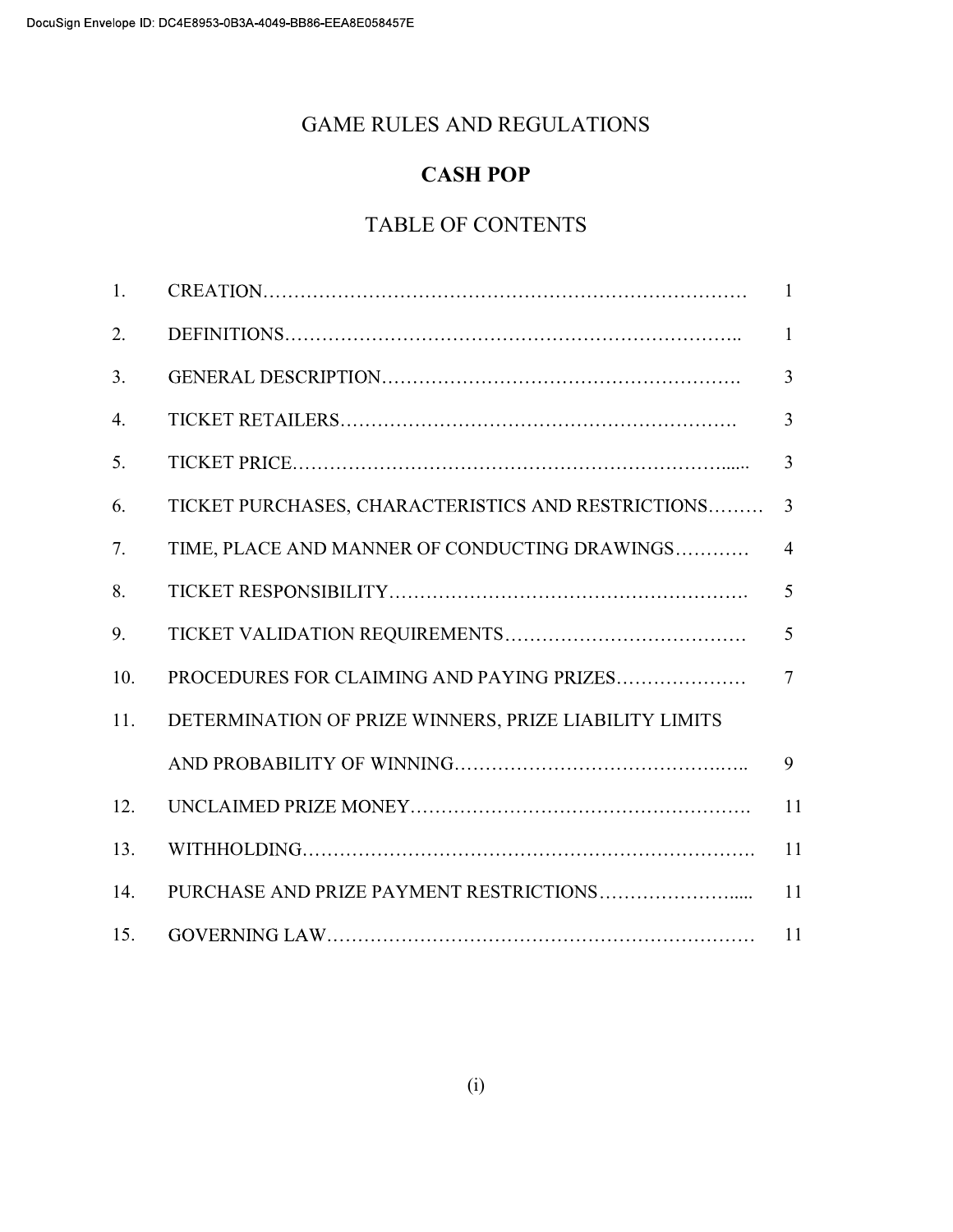# GAME RULES AND REGULATIONS

## CASH POP

## TABLE OF CONTENTS

| | | |
|---|---|---|
| 1. | CREATION | 1 |
| 2. | DEFINITIONS | 1 |
| 3. | GENERAL DESCRIPTION | 3 |
| 4. | TICKET RETAILERS | 3 |
| 5. | TICKET PRICE | 3 |
| 6. | TICKET PURCHASES, CHARACTERISTICS AND RESTRICTIONS | 3 |
| 7. | TIME, PLACE AND MANNER OF CONDUCTING DRAWINGS | 4 |
| 8. | TICKET RESPONSIBILITY | 5 |
| 9. | TICKET VALIDATION REQUIREMENTS | 5 |
| 10. | PROCEDURES FOR CLAIMING AND PAYING PRIZES | 7 |
| 11. | DETERMINATION OF PRIZE WINNERS, PRIZE LIABILITY LIMITS AND PROBABILITY OF WINNING | 9 |
| 12. | UNCLAIMED PRIZE MONEY | 11 |
| 13. | WITHHOLDING | 11 |
| 14. | PURCHASE AND PRIZE PAYMENT RESTRICTIONS | 11 |
| 15. | GOVERNING LAW | 11 |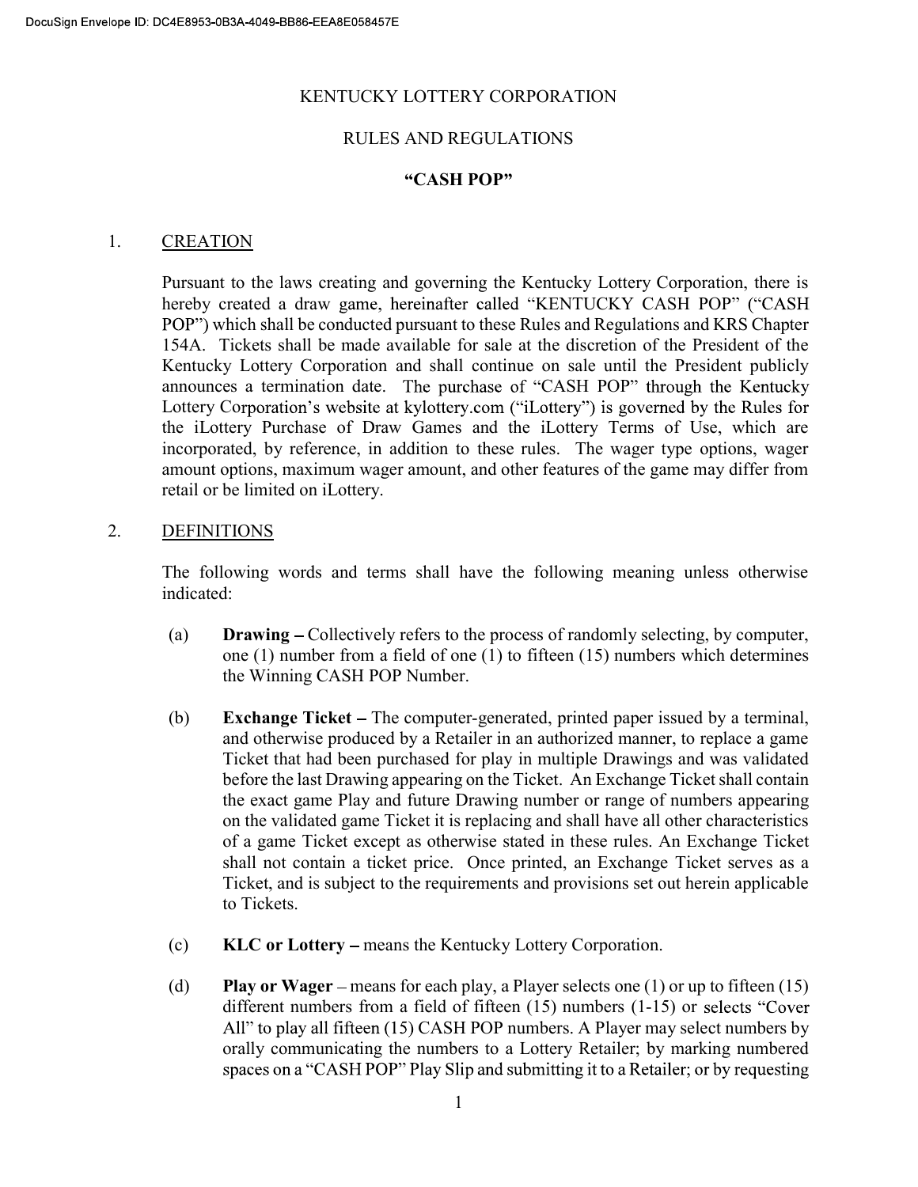KENTUCKY LOTTERY CORPORATION

RULES AND REGULATIONS

**"CASH POP"**

1. CREATION

Pursuant to the laws creating and governing the Kentucky Lottery Corporation, there is hereby created a draw game, hereinafter called "KENTUCKY CASH POP" ("CASH POP") which shall be conducted pursuant to these Rules and Regulations and KRS Chapter 154A. Tickets shall be made available for sale at the discretion of the President of the Kentucky Lottery Corporation and shall continue on sale until the President publicly announces a termination date. The purchase of "CASH POP" through the Kentucky Lottery Corporation's website at kylottery.com ("iLottery") is governed by the Rules for the iLottery Purchase of Draw Games and the iLottery Terms of Use, which are incorporated, by reference, in addition to these rules. The wager type options, wager amount options, maximum wager amount, and other features of the game may differ from retail or be limited on iLottery.

2. DEFINITIONS

The following words and terms shall have the following meaning unless otherwise indicated:

(a) **Drawing –** Collectively refers to the process of randomly selecting, by computer, one (1) number from a field of one (1) to fifteen (15) numbers which determines the Winning CASH POP Number.

(b) **Exchange Ticket –** The computer-generated, printed paper issued by a terminal, and otherwise produced by a Retailer in an authorized manner, to replace a game Ticket that had been purchased for play in multiple Drawings and was validated before the last Drawing appearing on the Ticket. An Exchange Ticket shall contain the exact game Play and future Drawing number or range of numbers appearing on the validated game Ticket it is replacing and shall have all other characteristics of a game Ticket except as otherwise stated in these rules. An Exchange Ticket shall not contain a ticket price. Once printed, an Exchange Ticket serves as a Ticket, and is subject to the requirements and provisions set out herein applicable to Tickets.

(c) **KLC or Lottery –** means the Kentucky Lottery Corporation.

(d) **Play or Wager** – means for each play, a Player selects one (1) or up to fifteen (15) different numbers from a field of fifteen (15) numbers (1-15) or selects "Cover All" to play all fifteen (15) CASH POP numbers. A Player may select numbers by orally communicating the numbers to a Lottery Retailer; by marking numbered spaces on a "CASH POP" Play Slip and submitting it to a Retailer; or by requesting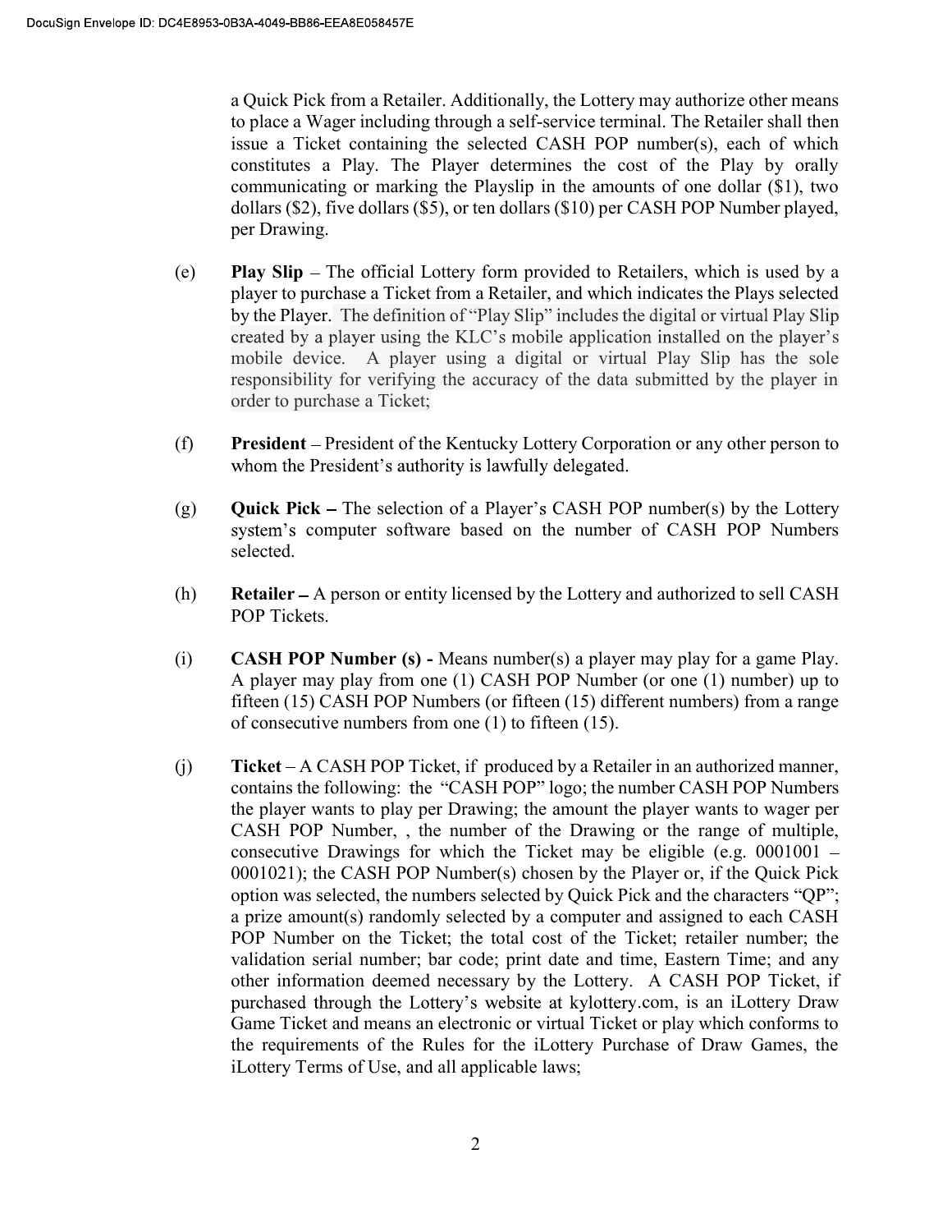a Quick Pick from a Retailer. Additionally, the Lottery may authorize other means to place a Wager including through a self-service terminal. The Retailer shall then issue a Ticket containing the selected CASH POP number(s), each of which constitutes a Play. The Player determines the cost of the Play by orally communicating or marking the Playslip in the amounts of one dollar ($1), two dollars ($2), five dollars ($5), or ten dollars ($10) per CASH POP Number played, per Drawing.

(e) **Play Slip** – The official Lottery form provided to Retailers, which is used by a player to purchase a Ticket from a Retailer, and which indicates the Plays selected by the Player. The definition of "Play Slip" includes the digital or virtual Play Slip created by a player using the KLC's mobile application installed on the player's mobile device. A player using a digital or virtual Play Slip has the sole responsibility for verifying the accuracy of the data submitted by the player in order to purchase a Ticket;

(f) **President** – President of the Kentucky Lottery Corporation or any other person to whom the President's authority is lawfully delegated.

(g) **Quick Pick** – The selection of a Player's CASH POP number(s) by the Lottery system's computer software based on the number of CASH POP Numbers selected.

(h) **Retailer** – A person or entity licensed by the Lottery and authorized to sell CASH POP Tickets.

(i) **CASH POP Number (s) -** Means number(s) a player may play for a game Play. A player may play from one (1) CASH POP Number (or one (1) number) up to fifteen (15) CASH POP Numbers (or fifteen (15) different numbers) from a range of consecutive numbers from one (1) to fifteen (15).

(j) **Ticket** – A CASH POP Ticket, if produced by a Retailer in an authorized manner, contains the following: the "CASH POP" logo; the number CASH POP Numbers the player wants to play per Drawing; the amount the player wants to wager per CASH POP Number, , the number of the Drawing or the range of multiple, consecutive Drawings for which the Ticket may be eligible (e.g. 0001001 – 0001021); the CASH POP Number(s) chosen by the Player or, if the Quick Pick option was selected, the numbers selected by Quick Pick and the characters "QP"; a prize amount(s) randomly selected by a computer and assigned to each CASH POP Number on the Ticket; the total cost of the Ticket; retailer number; the validation serial number; bar code; print date and time, Eastern Time; and any other information deemed necessary by the Lottery. A CASH POP Ticket, if purchased through the Lottery's website at kylottery.com, is an iLottery Draw Game Ticket and means an electronic or virtual Ticket or play which conforms to the requirements of the Rules for the iLottery Purchase of Draw Games, the iLottery Terms of Use, and all applicable laws;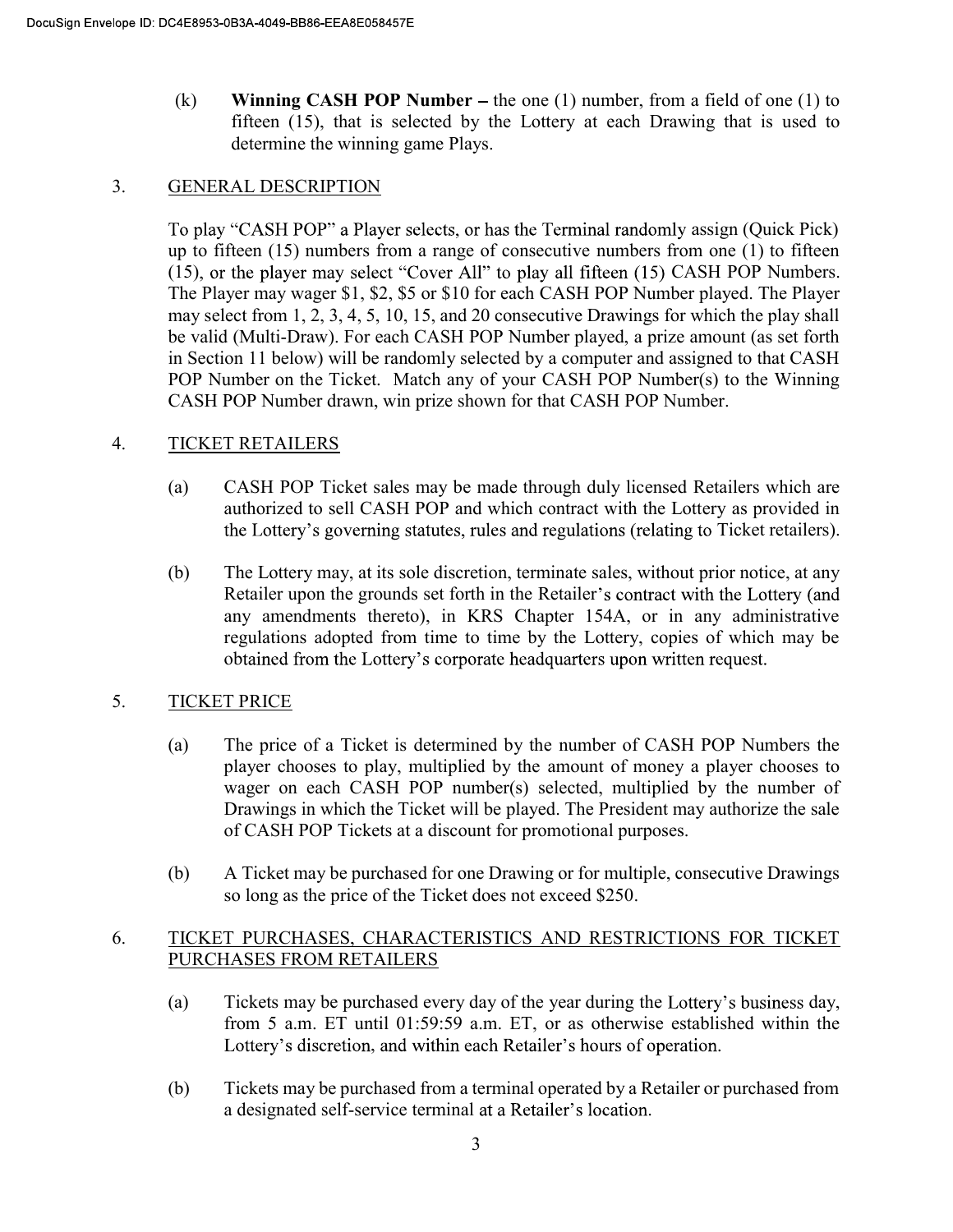(k) **Winning CASH POP Number –** the one (1) number, from a field of one (1) to fifteen (15), that is selected by the Lottery at each Drawing that is used to determine the winning game Plays.

## 3. GENERAL DESCRIPTION

To play "CASH POP" a Player selects, or has the Terminal randomly assign (Quick Pick) up to fifteen (15) numbers from a range of consecutive numbers from one (1) to fifteen (15), or the player may select "Cover All" to play all fifteen (15) CASH POP Numbers. The Player may wager $1, $2, $5 or $10 for each CASH POP Number played. The Player may select from 1, 2, 3, 4, 5, 10, 15, and 20 consecutive Drawings for which the play shall be valid (Multi-Draw). For each CASH POP Number played, a prize amount (as set forth in Section 11 below) will be randomly selected by a computer and assigned to that CASH POP Number on the Ticket. Match any of your CASH POP Number(s) to the Winning CASH POP Number drawn, win prize shown for that CASH POP Number.

## 4. TICKET RETAILERS

(a) CASH POP Ticket sales may be made through duly licensed Retailers which are authorized to sell CASH POP and which contract with the Lottery as provided in the Lottery's governing statutes, rules and regulations (relating to Ticket retailers).

(b) The Lottery may, at its sole discretion, terminate sales, without prior notice, at any Retailer upon the grounds set forth in the Retailer's contract with the Lottery (and any amendments thereto), in KRS Chapter 154A, or in any administrative regulations adopted from time to time by the Lottery, copies of which may be obtained from the Lottery's corporate headquarters upon written request.

## 5. TICKET PRICE

(a) The price of a Ticket is determined by the number of CASH POP Numbers the player chooses to play, multiplied by the amount of money a player chooses to wager on each CASH POP number(s) selected, multiplied by the number of Drawings in which the Ticket will be played. The President may authorize the sale of CASH POP Tickets at a discount for promotional purposes.

(b) A Ticket may be purchased for one Drawing or for multiple, consecutive Drawings so long as the price of the Ticket does not exceed $250.

## 6. TICKET PURCHASES, CHARACTERISTICS AND RESTRICTIONS FOR TICKET PURCHASES FROM RETAILERS

(a) Tickets may be purchased every day of the year during the Lottery's business day, from 5 a.m. ET until 01:59:59 a.m. ET, or as otherwise established within the Lottery's discretion, and within each Retailer's hours of operation.

(b) Tickets may be purchased from a terminal operated by a Retailer or purchased from a designated self-service terminal at a Retailer's location.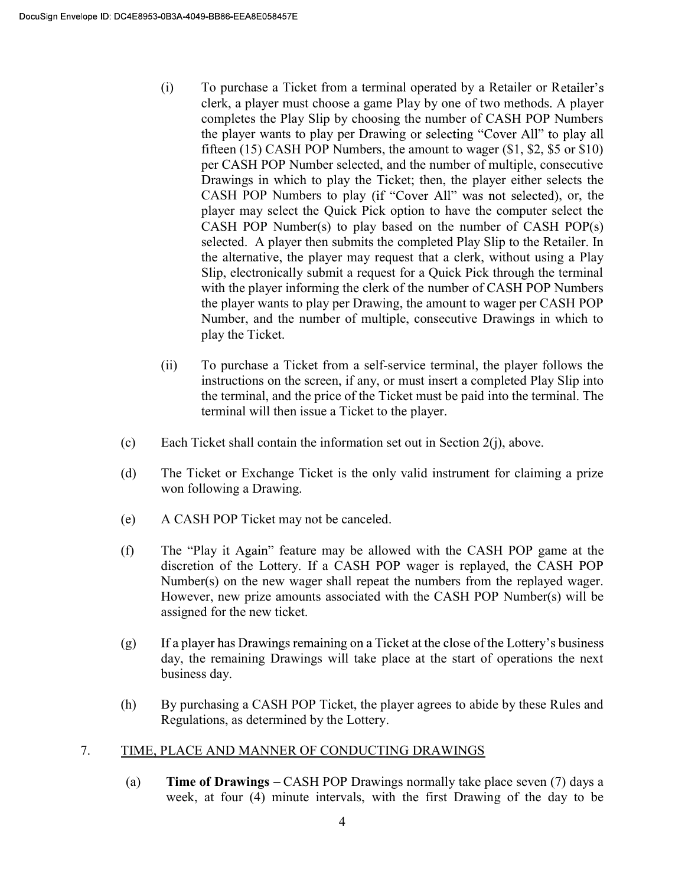(i) To purchase a Ticket from a terminal operated by a Retailer or Retailer's clerk, a player must choose a game Play by one of two methods. A player completes the Play Slip by choosing the number of CASH POP Numbers the player wants to play per Drawing or selecting "Cover All" to play all fifteen (15) CASH POP Numbers, the amount to wager ($1, $2, $5 or $10) per CASH POP Number selected, and the number of multiple, consecutive Drawings in which to play the Ticket; then, the player either selects the CASH POP Numbers to play (if "Cover All" was not selected), or, the player may select the Quick Pick option to have the computer select the CASH POP Number(s) to play based on the number of CASH POP(s) selected. A player then submits the completed Play Slip to the Retailer. In the alternative, the player may request that a clerk, without using a Play Slip, electronically submit a request for a Quick Pick through the terminal with the player informing the clerk of the number of CASH POP Numbers the player wants to play per Drawing, the amount to wager per CASH POP Number, and the number of multiple, consecutive Drawings in which to play the Ticket.

(ii) To purchase a Ticket from a self-service terminal, the player follows the instructions on the screen, if any, or must insert a completed Play Slip into the terminal, and the price of the Ticket must be paid into the terminal. The terminal will then issue a Ticket to the player.

(c) Each Ticket shall contain the information set out in Section 2(j), above.

(d) The Ticket or Exchange Ticket is the only valid instrument for claiming a prize won following a Drawing.

(e) A CASH POP Ticket may not be canceled.

(f) The "Play it Again" feature may be allowed with the CASH POP game at the discretion of the Lottery. If a CASH POP wager is replayed, the CASH POP Number(s) on the new wager shall repeat the numbers from the replayed wager. However, new prize amounts associated with the CASH POP Number(s) will be assigned for the new ticket.

(g) If a player has Drawings remaining on a Ticket at the close of the Lottery's business day, the remaining Drawings will take place at the start of operations the next business day.

(h) By purchasing a CASH POP Ticket, the player agrees to abide by these Rules and Regulations, as determined by the Lottery.

7. <u>TIME, PLACE AND MANNER OF CONDUCTING DRAWINGS</u>

(a) **Time of Drawings** – CASH POP Drawings normally take place seven (7) days a week, at four (4) minute intervals, with the first Drawing of the day to be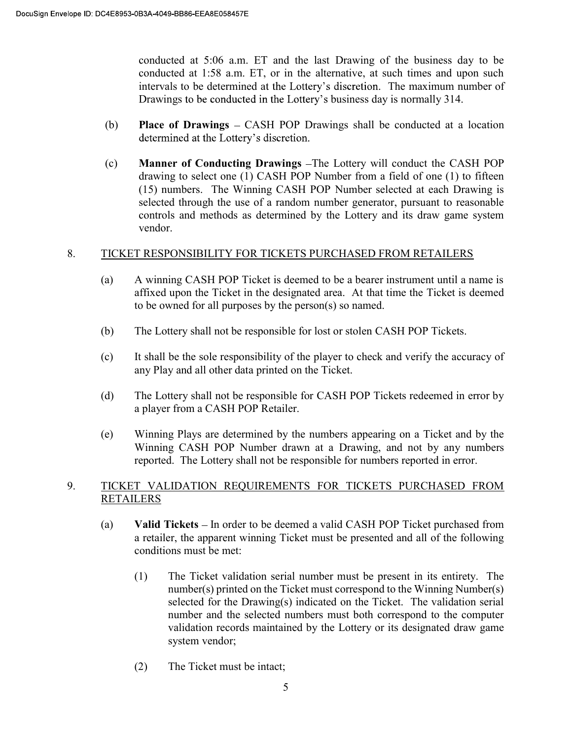conducted at 5:06 a.m. ET and the last Drawing of the business day to be conducted at 1:58 a.m. ET, or in the alternative, at such times and upon such intervals to be determined at the Lottery's discretion. The maximum number of Drawings to be conducted in the Lottery's business day is normally 314.

(b) **Place of Drawings** – CASH POP Drawings shall be conducted at a location determined at the Lottery's discretion.

(c) **Manner of Conducting Drawings** –The Lottery will conduct the CASH POP drawing to select one (1) CASH POP Number from a field of one (1) to fifteen (15) numbers. The Winning CASH POP Number selected at each Drawing is selected through the use of a random number generator, pursuant to reasonable controls and methods as determined by the Lottery and its draw game system vendor.

8. <u>TICKET RESPONSIBILITY FOR TICKETS PURCHASED FROM RETAILERS</u>

(a) A winning CASH POP Ticket is deemed to be a bearer instrument until a name is affixed upon the Ticket in the designated area. At that time the Ticket is deemed to be owned for all purposes by the person(s) so named.

(b) The Lottery shall not be responsible for lost or stolen CASH POP Tickets.

(c) It shall be the sole responsibility of the player to check and verify the accuracy of any Play and all other data printed on the Ticket.

(d) The Lottery shall not be responsible for CASH POP Tickets redeemed in error by a player from a CASH POP Retailer.

(e) Winning Plays are determined by the numbers appearing on a Ticket and by the Winning CASH POP Number drawn at a Drawing, and not by any numbers reported. The Lottery shall not be responsible for numbers reported in error.

9. <u>TICKET VALIDATION REQUIREMENTS FOR TICKETS PURCHASED FROM RETAILERS</u>

(a) **Valid Tickets** – In order to be deemed a valid CASH POP Ticket purchased from a retailer, the apparent winning Ticket must be presented and all of the following conditions must be met:

(1) The Ticket validation serial number must be present in its entirety. The number(s) printed on the Ticket must correspond to the Winning Number(s) selected for the Drawing(s) indicated on the Ticket. The validation serial number and the selected numbers must both correspond to the computer validation records maintained by the Lottery or its designated draw game system vendor;

(2) The Ticket must be intact;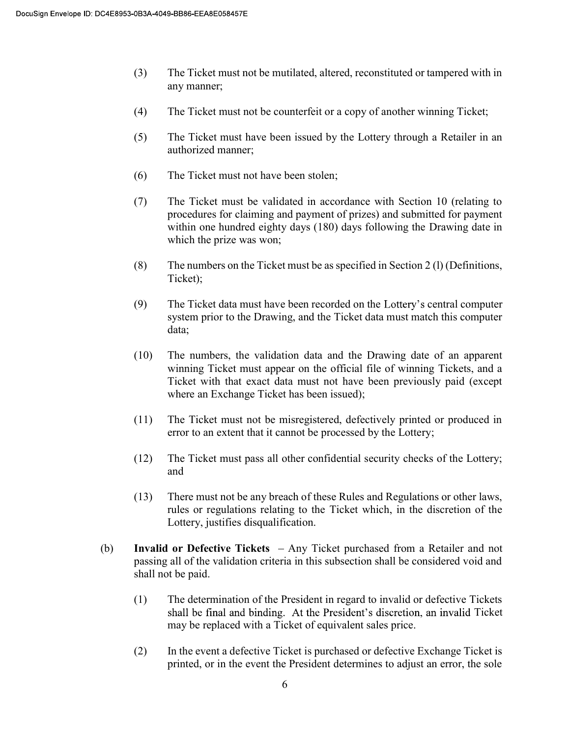(3) The Ticket must not be mutilated, altered, reconstituted or tampered with in any manner;

(4) The Ticket must not be counterfeit or a copy of another winning Ticket;

(5) The Ticket must have been issued by the Lottery through a Retailer in an authorized manner;

(6) The Ticket must not have been stolen;

(7) The Ticket must be validated in accordance with Section 10 (relating to procedures for claiming and payment of prizes) and submitted for payment within one hundred eighty days (180) days following the Drawing date in which the prize was won;

(8) The numbers on the Ticket must be as specified in Section 2 (l) (Definitions, Ticket);

(9) The Ticket data must have been recorded on the Lottery's central computer system prior to the Drawing, and the Ticket data must match this computer data;

(10) The numbers, the validation data and the Drawing date of an apparent winning Ticket must appear on the official file of winning Tickets, and a Ticket with that exact data must not have been previously paid (except where an Exchange Ticket has been issued);

(11) The Ticket must not be misregistered, defectively printed or produced in error to an extent that it cannot be processed by the Lottery;

(12) The Ticket must pass all other confidential security checks of the Lottery; and

(13) There must not be any breach of these Rules and Regulations or other laws, rules or regulations relating to the Ticket which, in the discretion of the Lottery, justifies disqualification.

(b) **Invalid or Defective Tickets** – Any Ticket purchased from a Retailer and not passing all of the validation criteria in this subsection shall be considered void and shall not be paid.

(1) The determination of the President in regard to invalid or defective Tickets shall be final and binding. At the President's discretion, an invalid Ticket may be replaced with a Ticket of equivalent sales price.

(2) In the event a defective Ticket is purchased or defective Exchange Ticket is printed, or in the event the President determines to adjust an error, the sole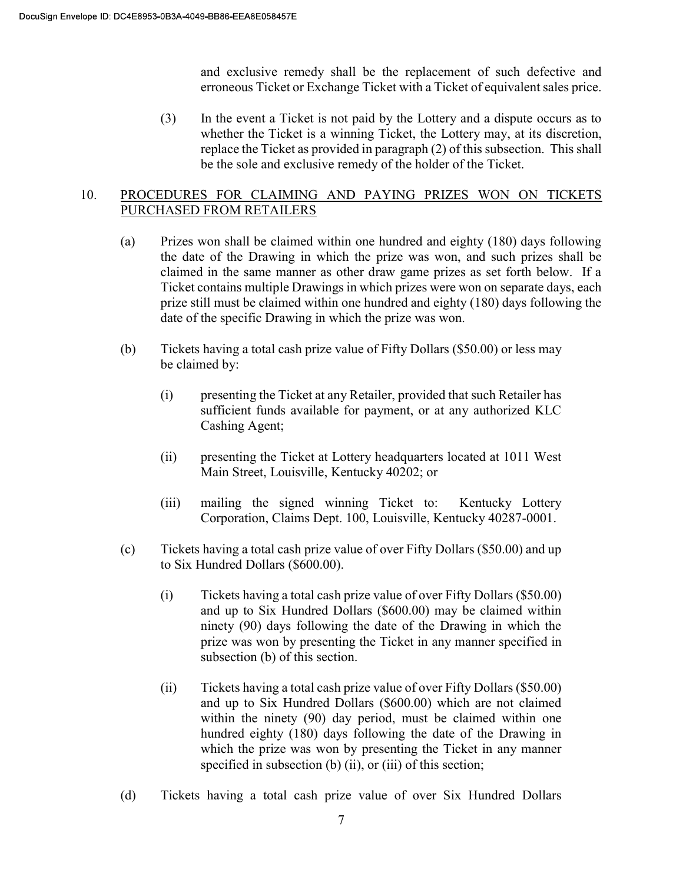and exclusive remedy shall be the replacement of such defective and erroneous Ticket or Exchange Ticket with a Ticket of equivalent sales price.

(3) In the event a Ticket is not paid by the Lottery and a dispute occurs as to whether the Ticket is a winning Ticket, the Lottery may, at its discretion, replace the Ticket as provided in paragraph (2) of this subsection. This shall be the sole and exclusive remedy of the holder of the Ticket.

## 10. PROCEDURES FOR CLAIMING AND PAYING PRIZES WON ON TICKETS PURCHASED FROM RETAILERS

(a) Prizes won shall be claimed within one hundred and eighty (180) days following the date of the Drawing in which the prize was won, and such prizes shall be claimed in the same manner as other draw game prizes as set forth below. If a Ticket contains multiple Drawings in which prizes were won on separate days, each prize still must be claimed within one hundred and eighty (180) days following the date of the specific Drawing in which the prize was won.

(b) Tickets having a total cash prize value of Fifty Dollars ($50.00) or less may be claimed by:

(i) presenting the Ticket at any Retailer, provided that such Retailer has sufficient funds available for payment, or at any authorized KLC Cashing Agent;

(ii) presenting the Ticket at Lottery headquarters located at 1011 West Main Street, Louisville, Kentucky 40202; or

(iii) mailing the signed winning Ticket to: Kentucky Lottery Corporation, Claims Dept. 100, Louisville, Kentucky 40287-0001.

(c) Tickets having a total cash prize value of over Fifty Dollars ($50.00) and up to Six Hundred Dollars ($600.00).

(i) Tickets having a total cash prize value of over Fifty Dollars ($50.00) and up to Six Hundred Dollars ($600.00) may be claimed within ninety (90) days following the date of the Drawing in which the prize was won by presenting the Ticket in any manner specified in subsection (b) of this section.

(ii) Tickets having a total cash prize value of over Fifty Dollars ($50.00) and up to Six Hundred Dollars ($600.00) which are not claimed within the ninety (90) day period, must be claimed within one hundred eighty (180) days following the date of the Drawing in which the prize was won by presenting the Ticket in any manner specified in subsection (b) (ii), or (iii) of this section;

(d) Tickets having a total cash prize value of over Six Hundred Dollars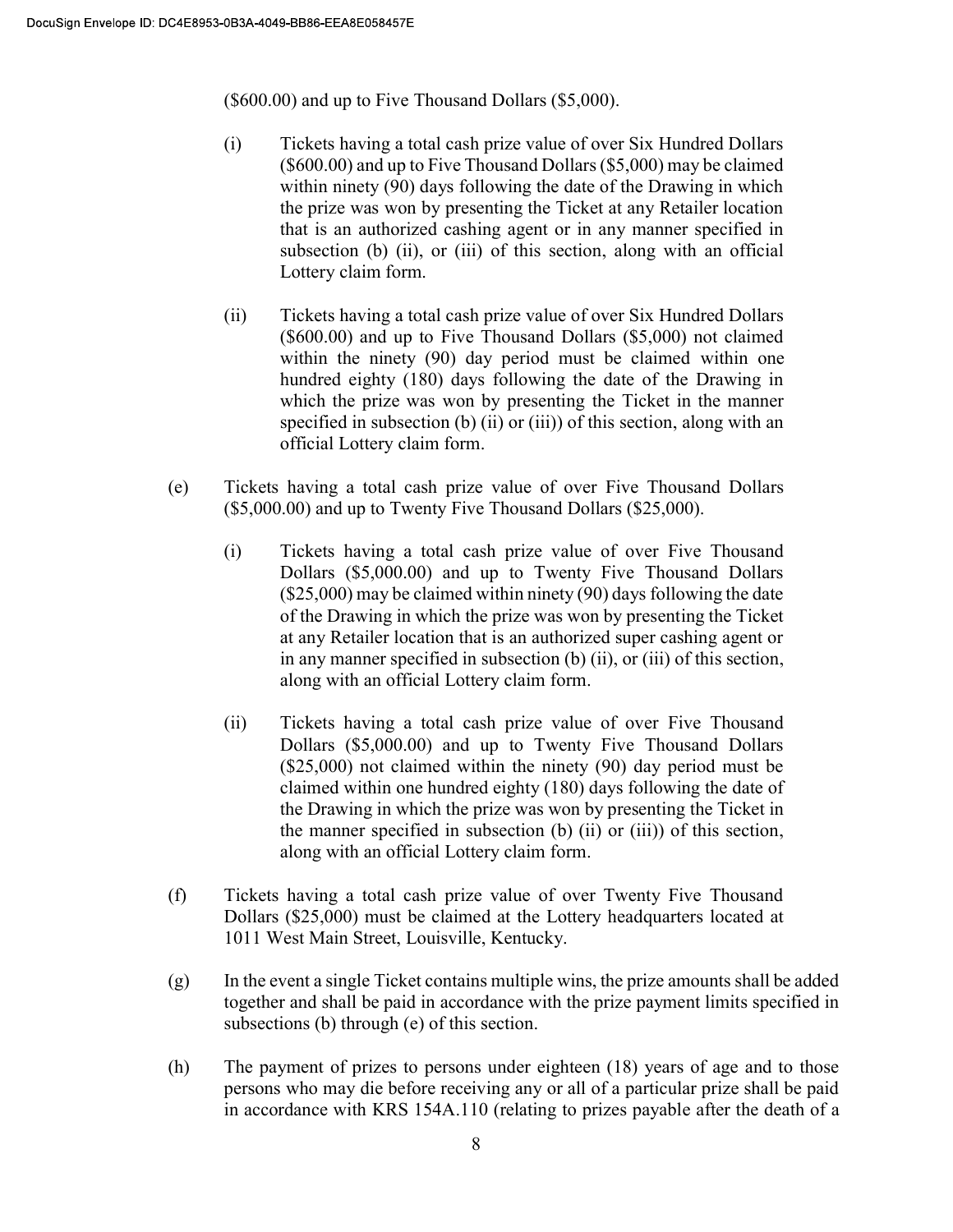($600.00) and up to Five Thousand Dollars ($5,000).

(i) Tickets having a total cash prize value of over Six Hundred Dollars ($600.00) and up to Five Thousand Dollars ($5,000) may be claimed within ninety (90) days following the date of the Drawing in which the prize was won by presenting the Ticket at any Retailer location that is an authorized cashing agent or in any manner specified in subsection (b) (ii), or (iii) of this section, along with an official Lottery claim form.

(ii) Tickets having a total cash prize value of over Six Hundred Dollars ($600.00) and up to Five Thousand Dollars ($5,000) not claimed within the ninety (90) day period must be claimed within one hundred eighty (180) days following the date of the Drawing in which the prize was won by presenting the Ticket in the manner specified in subsection (b) (ii) or (iii)) of this section, along with an official Lottery claim form.

(e) Tickets having a total cash prize value of over Five Thousand Dollars ($5,000.00) and up to Twenty Five Thousand Dollars ($25,000).

(i) Tickets having a total cash prize value of over Five Thousand Dollars ($5,000.00) and up to Twenty Five Thousand Dollars ($25,000) may be claimed within ninety (90) days following the date of the Drawing in which the prize was won by presenting the Ticket at any Retailer location that is an authorized super cashing agent or in any manner specified in subsection (b) (ii), or (iii) of this section, along with an official Lottery claim form.

(ii) Tickets having a total cash prize value of over Five Thousand Dollars ($5,000.00) and up to Twenty Five Thousand Dollars ($25,000) not claimed within the ninety (90) day period must be claimed within one hundred eighty (180) days following the date of the Drawing in which the prize was won by presenting the Ticket in the manner specified in subsection (b) (ii) or (iii)) of this section, along with an official Lottery claim form.

(f) Tickets having a total cash prize value of over Twenty Five Thousand Dollars ($25,000) must be claimed at the Lottery headquarters located at 1011 West Main Street, Louisville, Kentucky.

(g) In the event a single Ticket contains multiple wins, the prize amounts shall be added together and shall be paid in accordance with the prize payment limits specified in subsections (b) through (e) of this section.

(h) The payment of prizes to persons under eighteen (18) years of age and to those persons who may die before receiving any or all of a particular prize shall be paid in accordance with KRS 154A.110 (relating to prizes payable after the death of a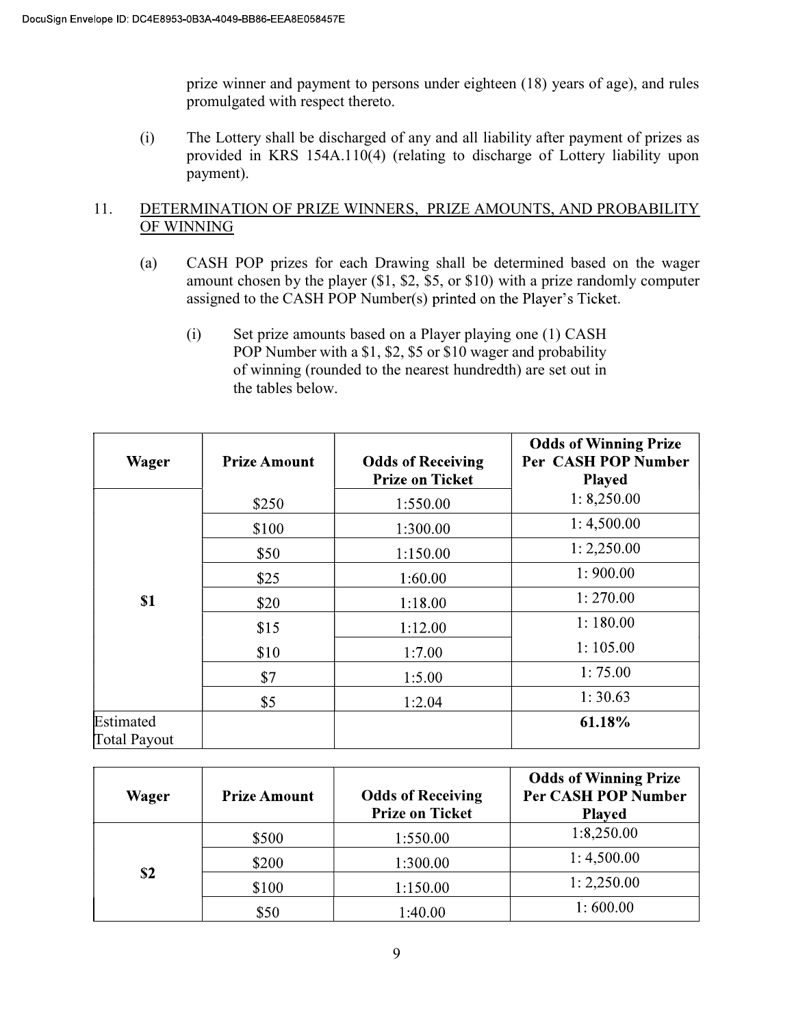prize winner and payment to persons under eighteen (18) years of age), and rules promulgated with respect thereto.

(i) The Lottery shall be discharged of any and all liability after payment of prizes as provided in KRS 154A.110(4) (relating to discharge of Lottery liability upon payment).

11. DETERMINATION OF PRIZE WINNERS, PRIZE AMOUNTS, AND PROBABILITY OF WINNING

(a) CASH POP prizes for each Drawing shall be determined based on the wager amount chosen by the player ($1, $2, $5, or $10) with a prize randomly computer assigned to the CASH POP Number(s) printed on the Player's Ticket.

(i) Set prize amounts based on a Player playing one (1) CASH POP Number with a $1, $2, $5 or $10 wager and probability of winning (rounded to the nearest hundredth) are set out in the tables below.

| Wager | Prize Amount | Odds of Receiving Prize on Ticket | Odds of Winning Prize Per CASH POP Number Played |
|---|---|---|---|
| $1 | $250 | 1:550.00 | 1: 8,250.00 |
| | $100 | 1:300.00 | 1: 4,500.00 |
| | $50 | 1:150.00 | 1: 2,250.00 |
| | $25 | 1:60.00 | 1: 900.00 |
| | $20 | 1:18.00 | 1: 270.00 |
| | $15 | 1:12.00 | 1: 180.00 |
| | $10 | 1:7.00 | 1: 105.00 |
| | $7 | 1:5.00 | 1: 75.00 |
| | $5 | 1:2.04 | 1: 30.63 |
| Estimated Total Payout | | | **61.18%** |

| Wager | Prize Amount | Odds of Receiving Prize on Ticket | Odds of Winning Prize Per CASH POP Number Played |
|---|---|---|---|
| $2 | $500 | 1:550.00 | 1:8,250.00 |
| | $200 | 1:300.00 | 1: 4,500.00 |
| | $100 | 1:150.00 | 1: 2,250.00 |
| | $50 | 1:40.00 | 1: 600.00 |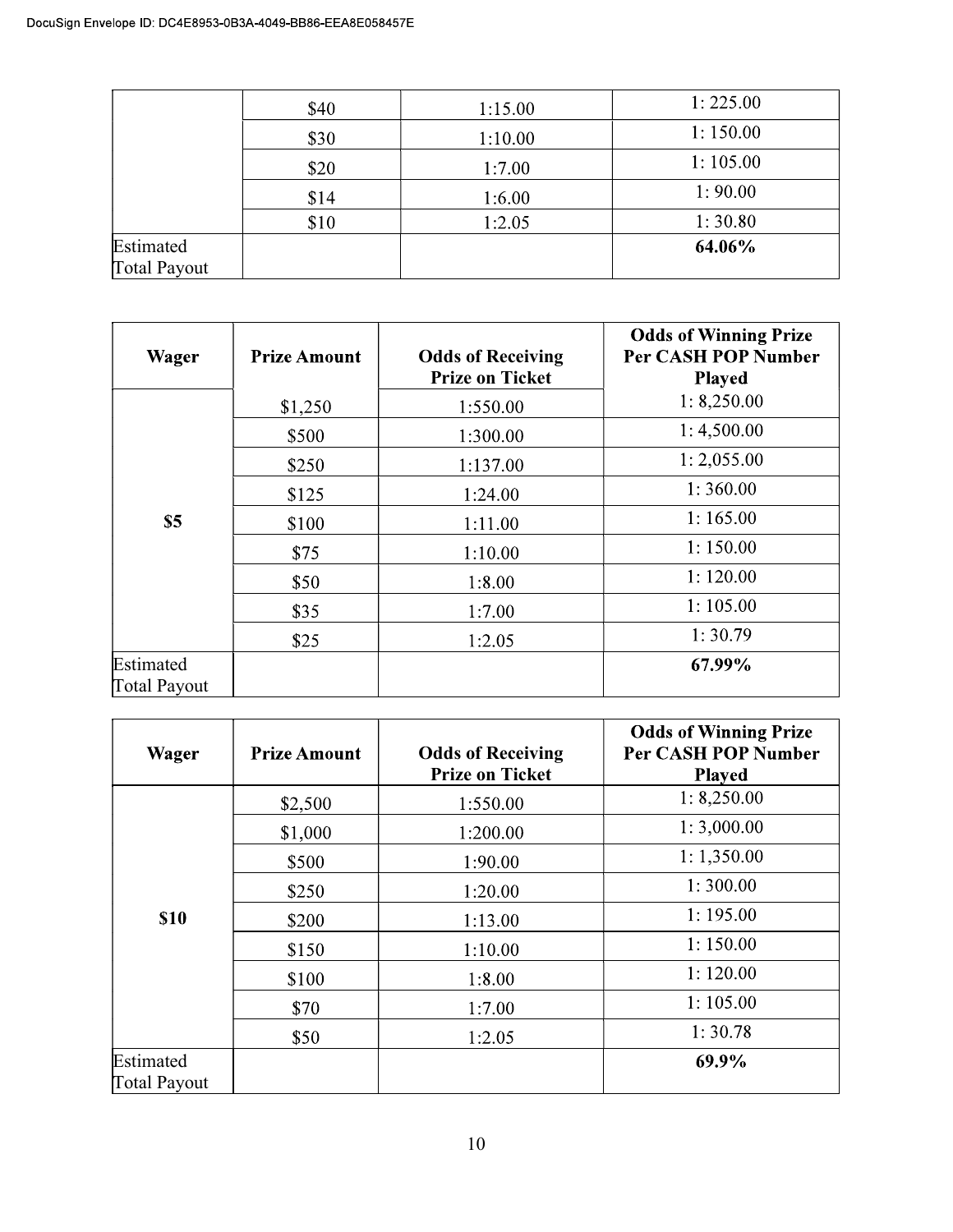| | | | |
|---|---|---|---|
| | $40 | 1:15.00 | 1: 225.00 |
| | $30 | 1:10.00 | 1: 150.00 |
| | $20 | 1:7.00 | 1: 105.00 |
| | $14 | 1:6.00 | 1: 90.00 |
| | $10 | 1:2.05 | 1: 30.80 |
| Estimated Total Payout | | | **64.06%** |

| **Wager** | **Prize Amount** | **Odds of Receiving Prize on Ticket** | **Odds of Winning Prize Per CASH POP Number Played** |
|---|---|---|---|
| **$5** | $1,250 | 1:550.00 | 1: 8,250.00 |
| | $500 | 1:300.00 | 1: 4,500.00 |
| | $250 | 1:137.00 | 1: 2,055.00 |
| | $125 | 1:24.00 | 1: 360.00 |
| | $100 | 1:11.00 | 1: 165.00 |
| | $75 | 1:10.00 | 1: 150.00 |
| | $50 | 1:8.00 | 1: 120.00 |
| | $35 | 1:7.00 | 1: 105.00 |
| | $25 | 1:2.05 | 1: 30.79 |
| Estimated Total Payout | | | **67.99%** |

| **Wager** | **Prize Amount** | **Odds of Receiving Prize on Ticket** | **Odds of Winning Prize Per CASH POP Number Played** |
|---|---|---|---|
| **$10** | $2,500 | 1:550.00 | 1: 8,250.00 |
| | $1,000 | 1:200.00 | 1: 3,000.00 |
| | $500 | 1:90.00 | 1: 1,350.00 |
| | $250 | 1:20.00 | 1: 300.00 |
| | $200 | 1:13.00 | 1: 195.00 |
| | $150 | 1:10.00 | 1: 150.00 |
| | $100 | 1:8.00 | 1: 120.00 |
| | $70 | 1:7.00 | 1: 105.00 |
| | $50 | 1:2.05 | 1: 30.78 |
| Estimated Total Payout | | | **69.9%** |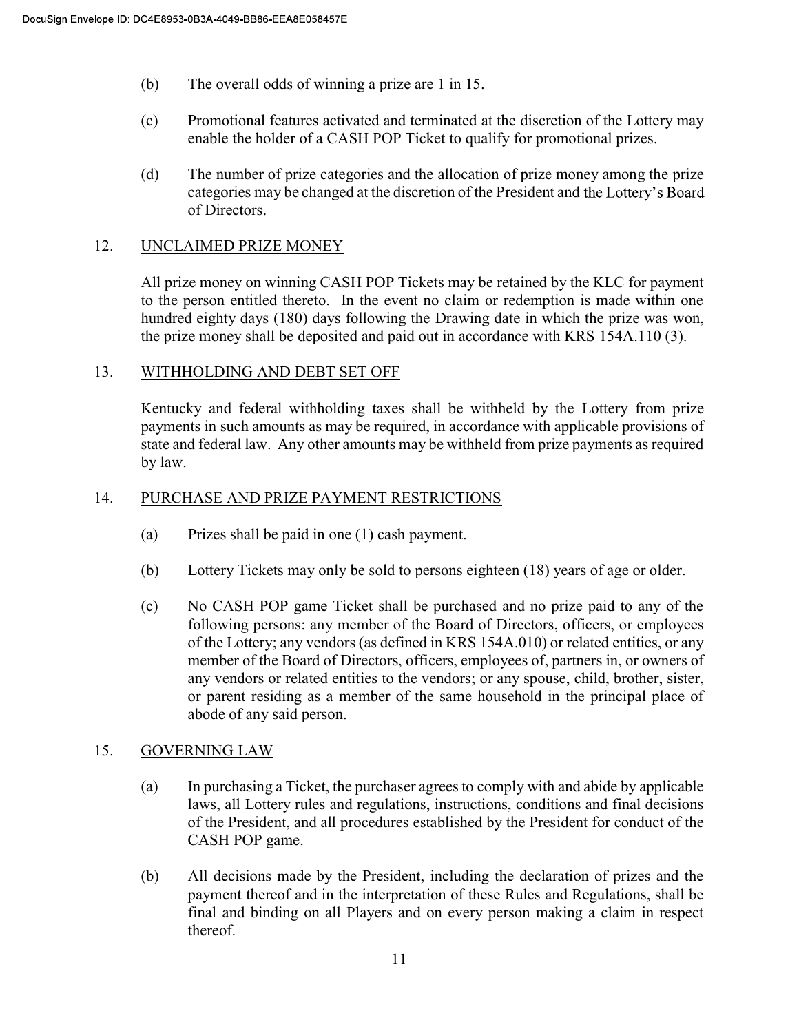(b) The overall odds of winning a prize are 1 in 15.

(c) Promotional features activated and terminated at the discretion of the Lottery may enable the holder of a CASH POP Ticket to qualify for promotional prizes.

(d) The number of prize categories and the allocation of prize money among the prize categories may be changed at the discretion of the President and the Lottery's Board of Directors.

## 12. UNCLAIMED PRIZE MONEY

All prize money on winning CASH POP Tickets may be retained by the KLC for payment to the person entitled thereto. In the event no claim or redemption is made within one hundred eighty days (180) days following the Drawing date in which the prize was won, the prize money shall be deposited and paid out in accordance with KRS 154A.110 (3).

## 13. WITHHOLDING AND DEBT SET OFF

Kentucky and federal withholding taxes shall be withheld by the Lottery from prize payments in such amounts as may be required, in accordance with applicable provisions of state and federal law. Any other amounts may be withheld from prize payments as required by law.

## 14. PURCHASE AND PRIZE PAYMENT RESTRICTIONS

(a) Prizes shall be paid in one (1) cash payment.

(b) Lottery Tickets may only be sold to persons eighteen (18) years of age or older.

(c) No CASH POP game Ticket shall be purchased and no prize paid to any of the following persons: any member of the Board of Directors, officers, or employees of the Lottery; any vendors (as defined in KRS 154A.010) or related entities, or any member of the Board of Directors, officers, employees of, partners in, or owners of any vendors or related entities to the vendors; or any spouse, child, brother, sister, or parent residing as a member of the same household in the principal place of abode of any said person.

## 15. GOVERNING LAW

(a) In purchasing a Ticket, the purchaser agrees to comply with and abide by applicable laws, all Lottery rules and regulations, instructions, conditions and final decisions of the President, and all procedures established by the President for conduct of the CASH POP game.

(b) All decisions made by the President, including the declaration of prizes and the payment thereof and in the interpretation of these Rules and Regulations, shall be final and binding on all Players and on every person making a claim in respect thereof.